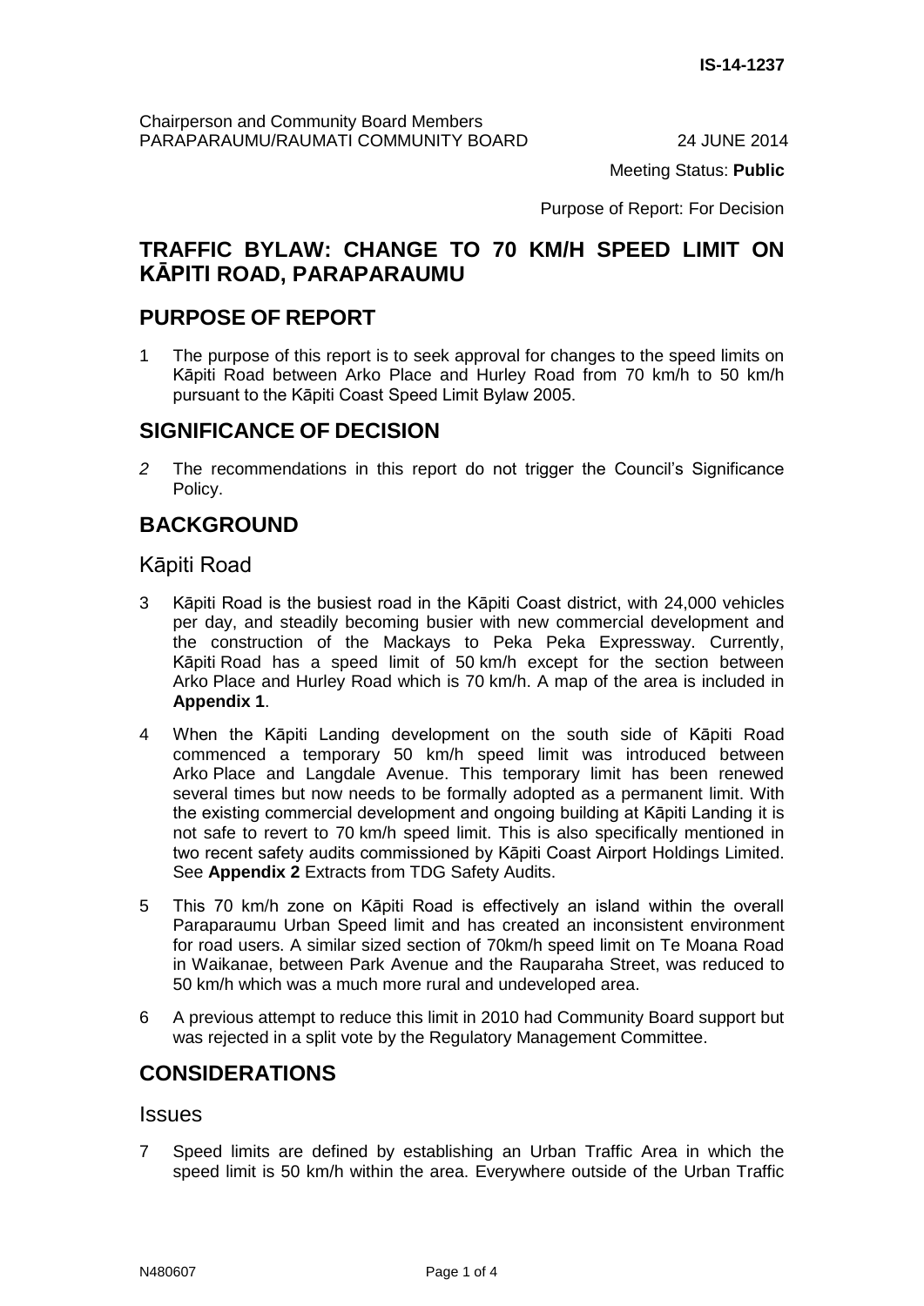IS-14-1237

Chairperson and Community Board Members
PARAPARAUMU/RAUMATI COMMUNITY BOARD 24 JUNE 2014

Meeting Status: **Public**

Purpose of Report: For Decision

# TRAFFIC BYLAW: CHANGE TO 70 KM/H SPEED LIMIT ON KĀPITI ROAD, PARAPARAUMU

## PURPOSE OF REPORT

1 The purpose of this report is to seek approval for changes to the speed limits on Kāpiti Road between Arko Place and Hurley Road from 70 km/h to 50 km/h pursuant to the Kāpiti Coast Speed Limit Bylaw 2005.

## SIGNIFICANCE OF DECISION

*2* The recommendations in this report do not trigger the Council's Significance Policy.

## BACKGROUND

### Kāpiti Road

3 Kāpiti Road is the busiest road in the Kāpiti Coast district, with 24,000 vehicles per day, and steadily becoming busier with new commercial development and the construction of the Mackays to Peka Peka Expressway. Currently, Kāpiti Road has a speed limit of 50 km/h except for the section between Arko Place and Hurley Road which is 70 km/h. A map of the area is included in **Appendix 1**.

4 When the Kāpiti Landing development on the south side of Kāpiti Road commenced a temporary 50 km/h speed limit was introduced between Arko Place and Langdale Avenue. This temporary limit has been renewed several times but now needs to be formally adopted as a permanent limit. With the existing commercial development and ongoing building at Kāpiti Landing it is not safe to revert to 70 km/h speed limit. This is also specifically mentioned in two recent safety audits commissioned by Kāpiti Coast Airport Holdings Limited. See **Appendix 2** Extracts from TDG Safety Audits.

5 This 70 km/h zone on Kāpiti Road is effectively an island within the overall Paraparaumu Urban Speed limit and has created an inconsistent environment for road users. A similar sized section of 70km/h speed limit on Te Moana Road in Waikanae, between Park Avenue and the Rauparaha Street, was reduced to 50 km/h which was a much more rural and undeveloped area.

6 A previous attempt to reduce this limit in 2010 had Community Board support but was rejected in a split vote by the Regulatory Management Committee.

## CONSIDERATIONS

### Issues

7 Speed limits are defined by establishing an Urban Traffic Area in which the speed limit is 50 km/h within the area. Everywhere outside of the Urban Traffic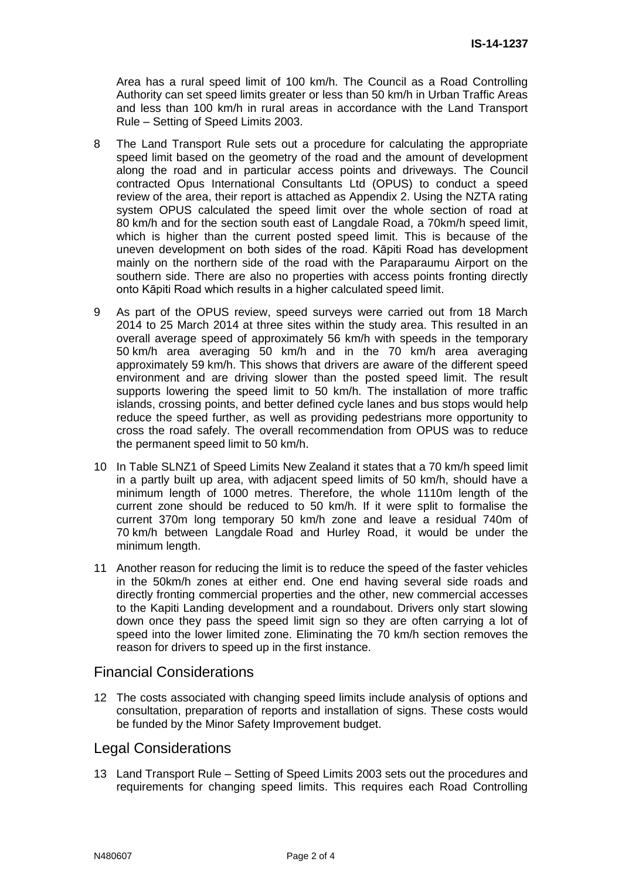Area has a rural speed limit of 100 km/h. The Council as a Road Controlling Authority can set speed limits greater or less than 50 km/h in Urban Traffic Areas and less than 100 km/h in rural areas in accordance with the Land Transport Rule – Setting of Speed Limits 2003.

8 The Land Transport Rule sets out a procedure for calculating the appropriate speed limit based on the geometry of the road and the amount of development along the road and in particular access points and driveways. The Council contracted Opus International Consultants Ltd (OPUS) to conduct a speed review of the area, their report is attached as Appendix 2. Using the NZTA rating system OPUS calculated the speed limit over the whole section of road at 80 km/h and for the section south east of Langdale Road, a 70km/h speed limit, which is higher than the current posted speed limit. This is because of the uneven development on both sides of the road. Kāpiti Road has development mainly on the northern side of the road with the Paraparaumu Airport on the southern side. There are also no properties with access points fronting directly onto Kāpiti Road which results in a higher calculated speed limit.

9 As part of the OPUS review, speed surveys were carried out from 18 March 2014 to 25 March 2014 at three sites within the study area. This resulted in an overall average speed of approximately 56 km/h with speeds in the temporary 50 km/h area averaging 50 km/h and in the 70 km/h area averaging approximately 59 km/h. This shows that drivers are aware of the different speed environment and are driving slower than the posted speed limit. The result supports lowering the speed limit to 50 km/h. The installation of more traffic islands, crossing points, and better defined cycle lanes and bus stops would help reduce the speed further, as well as providing pedestrians more opportunity to cross the road safely. The overall recommendation from OPUS was to reduce the permanent speed limit to 50 km/h.

10 In Table SLNZ1 of Speed Limits New Zealand it states that a 70 km/h speed limit in a partly built up area, with adjacent speed limits of 50 km/h, should have a minimum length of 1000 metres. Therefore, the whole 1110m length of the current zone should be reduced to 50 km/h. If it were split to formalise the current 370m long temporary 50 km/h zone and leave a residual 740m of 70 km/h between Langdale Road and Hurley Road, it would be under the minimum length.

11 Another reason for reducing the limit is to reduce the speed of the faster vehicles in the 50km/h zones at either end. One end having several side roads and directly fronting commercial properties and the other, new commercial accesses to the Kapiti Landing development and a roundabout. Drivers only start slowing down once they pass the speed limit sign so they are often carrying a lot of speed into the lower limited zone. Eliminating the 70 km/h section removes the reason for drivers to speed up in the first instance.

## Financial Considerations

12 The costs associated with changing speed limits include analysis of options and consultation, preparation of reports and installation of signs. These costs would be funded by the Minor Safety Improvement budget.

## Legal Considerations

13 Land Transport Rule – Setting of Speed Limits 2003 sets out the procedures and requirements for changing speed limits. This requires each Road Controlling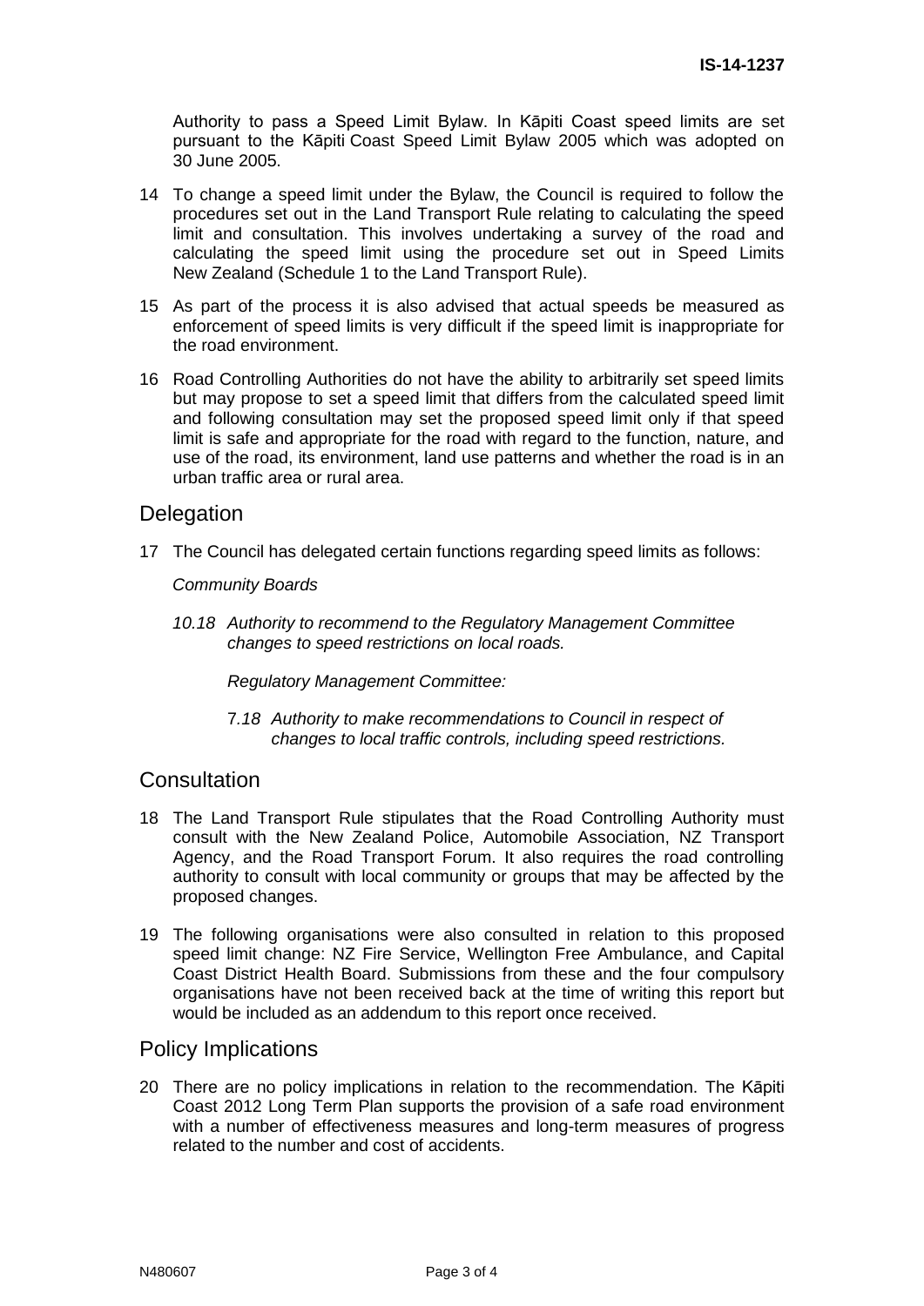Authority to pass a Speed Limit Bylaw. In Kāpiti Coast speed limits are set pursuant to the Kāpiti Coast Speed Limit Bylaw 2005 which was adopted on 30 June 2005.

14 To change a speed limit under the Bylaw, the Council is required to follow the procedures set out in the Land Transport Rule relating to calculating the speed limit and consultation. This involves undertaking a survey of the road and calculating the speed limit using the procedure set out in Speed Limits New Zealand (Schedule 1 to the Land Transport Rule).

15 As part of the process it is also advised that actual speeds be measured as enforcement of speed limits is very difficult if the speed limit is inappropriate for the road environment.

16 Road Controlling Authorities do not have the ability to arbitrarily set speed limits but may propose to set a speed limit that differs from the calculated speed limit and following consultation may set the proposed speed limit only if that speed limit is safe and appropriate for the road with regard to the function, nature, and use of the road, its environment, land use patterns and whether the road is in an urban traffic area or rural area.

## Delegation

17 The Council has delegated certain functions regarding speed limits as follows:

*Community Boards*

*10.18 Authority to recommend to the Regulatory Management Committee changes to speed restrictions on local roads.*

*Regulatory Management Committee:*

*7.18 Authority to make recommendations to Council in respect of changes to local traffic controls, including speed restrictions.*

## Consultation

18 The Land Transport Rule stipulates that the Road Controlling Authority must consult with the New Zealand Police, Automobile Association, NZ Transport Agency, and the Road Transport Forum. It also requires the road controlling authority to consult with local community or groups that may be affected by the proposed changes.

19 The following organisations were also consulted in relation to this proposed speed limit change: NZ Fire Service, Wellington Free Ambulance, and Capital Coast District Health Board. Submissions from these and the four compulsory organisations have not been received back at the time of writing this report but would be included as an addendum to this report once received.

## Policy Implications

20 There are no policy implications in relation to the recommendation. The Kāpiti Coast 2012 Long Term Plan supports the provision of a safe road environment with a number of effectiveness measures and long-term measures of progress related to the number and cost of accidents.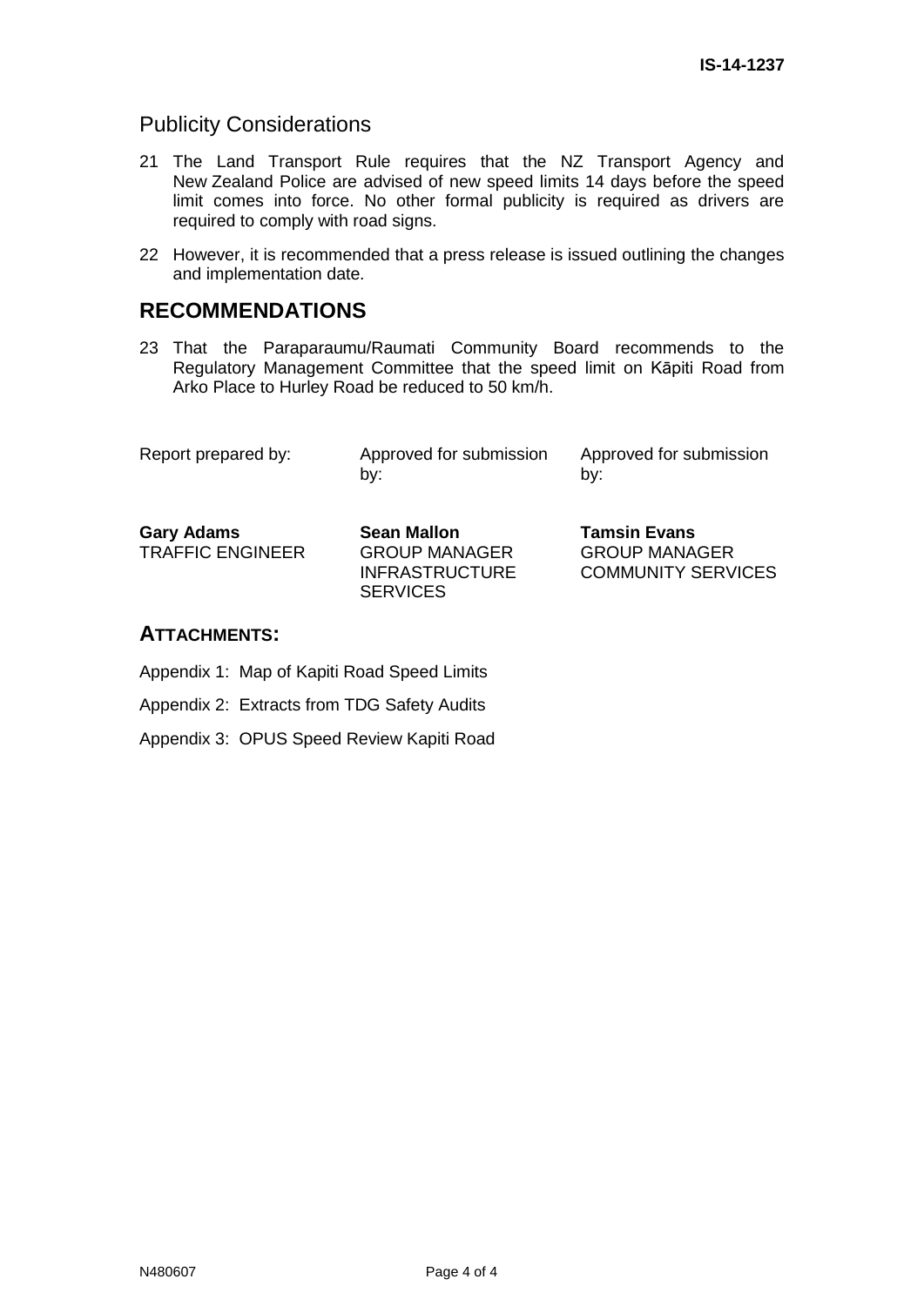## Publicity Considerations

21 The Land Transport Rule requires that the NZ Transport Agency and New Zealand Police are advised of new speed limits 14 days before the speed limit comes into force. No other formal publicity is required as drivers are required to comply with road signs.

22 However, it is recommended that a press release is issued outlining the changes and implementation date.

# RECOMMENDATIONS

23 That the Paraparaumu/Raumati Community Board recommends to the Regulatory Management Committee that the speed limit on Kāpiti Road from Arko Place to Hurley Road be reduced to 50 km/h.

| Report prepared by: | Approved for submission by: | Approved for submission by: |
|---|---|---|
| **Gary Adams** | **Sean Mallon** | **Tamsin Evans** |
| TRAFFIC ENGINEER | GROUP MANAGER INFRASTRUCTURE SERVICES | GROUP MANAGER COMMUNITY SERVICES |

## ATTACHMENTS:

Appendix 1: Map of Kapiti Road Speed Limits

Appendix 2: Extracts from TDG Safety Audits

Appendix 3: OPUS Speed Review Kapiti Road